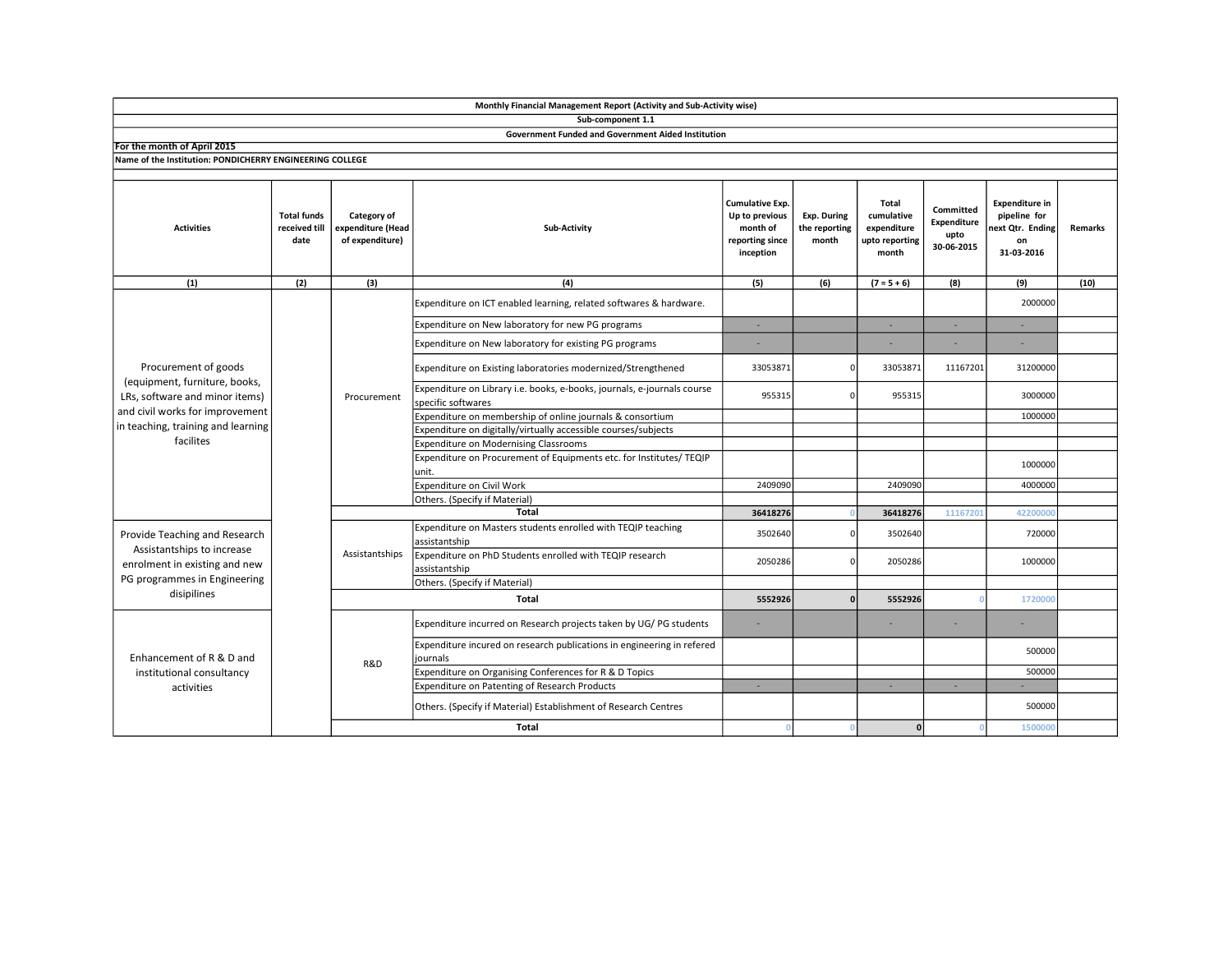**Monthly Financial Management Report (Activity and Sub-Activity wise)**

**Sub-component 1.1**

**Government Funded and Government Aided Institution**

**For the month of April 2015**

**Name of the Institution: PONDICHERRY ENGINEERING COLLEGE**

| Activities | Total funds received till date | Category of expenditure (Head of expenditure) | Sub-Activity | Cumulative Exp. Up to previous month of reporting since inception | Exp. During the reporting month | Total cumulative expenditure upto reporting month | Committed Expenditure upto 30-06-2015 | Expenditure in pipeline for next Qtr. Ending on 31-03-2016 | Remarks |
|---|---|---|---|---|---|---|---|---|---|
| (1) | (2) | (3) | (4) | (5) | (6) | (7 = 5 + 6) | (8) | (9) | (10) |
| Procurement of goods (equipment, furniture, books, LRs, software and minor items) and civil works for improvement in teaching, training and learning facilites | | Procurement | Expenditure on ICT enabled learning, related softwares & hardware. | | | | | 2000000 | |
| | | | Expenditure on New laboratory for new PG programs | - | | - | - | - | |
| | | | Expenditure on New laboratory for existing PG programs | - | | - | - | - | |
| | | | Expenditure on Existing laboratories modernized/Strengthened | 33053871 | 0 | 33053871 | 11167201 | 31200000 | |
| | | | Expenditure on Library i.e. books, e-books, journals, e-journals course specific softwares | 955315 | 0 | 955315 | | 3000000 | |
| | | | Expenditure on membership of online journals & consortium | | | | | 1000000 | |
| | | | Expenditure on digitally/virtually accessible courses/subjects | | | | | | |
| | | | Expenditure on Modernising Classrooms | | | | | | |
| | | | Expenditure on Procurement of Equipments etc. for Institutes/ TEQIP unit. | | | | | 1000000 | |
| | | | Expenditure on Civil Work | 2409090 | | 2409090 | | 4000000 | |
| | | | Others. (Specify if Material) | | | | | | |
| | | **Total** | | **36418276** | 0 | **36418276** | 11167201 | 42200000 | |
| Provide Teaching and Research Assistantships to increase enrolment in existing and new PG programmes in Engineering disipilines | | Assistantships | Expenditure on Masters students enrolled with TEQIP teaching assistantship | 3502640 | 0 | 3502640 | | 720000 | |
| | | | Expenditure on PhD Students enrolled with TEQIP research assistantship | 2050286 | 0 | 2050286 | | 1000000 | |
| | | | Others. (Specify if Material) | | | | | | |
| | | **Total** | | **5552926** | **0** | **5552926** | 0 | 1720000 | |
| Enhancement of R & D and institutional consultancy activities | | R&D | Expenditure incurred on Research projects taken by UG/ PG students | - | | - | - | - | |
| | | | Expenditure incured on research publications in engineering in refered journals | | | | | 500000 | |
| | | | Expenditure on Organising Conferences for R & D Topics | | | | | 500000 | |
| | | | Expenditure on Patenting of Research Products | - | | - | - | - | |
| | | | Others. (Specify if Material) Establishment of Research Centres | | | | | 500000 | |
| | | **Total** | | 0 | 0 | **0** | 0 | 1500000 | |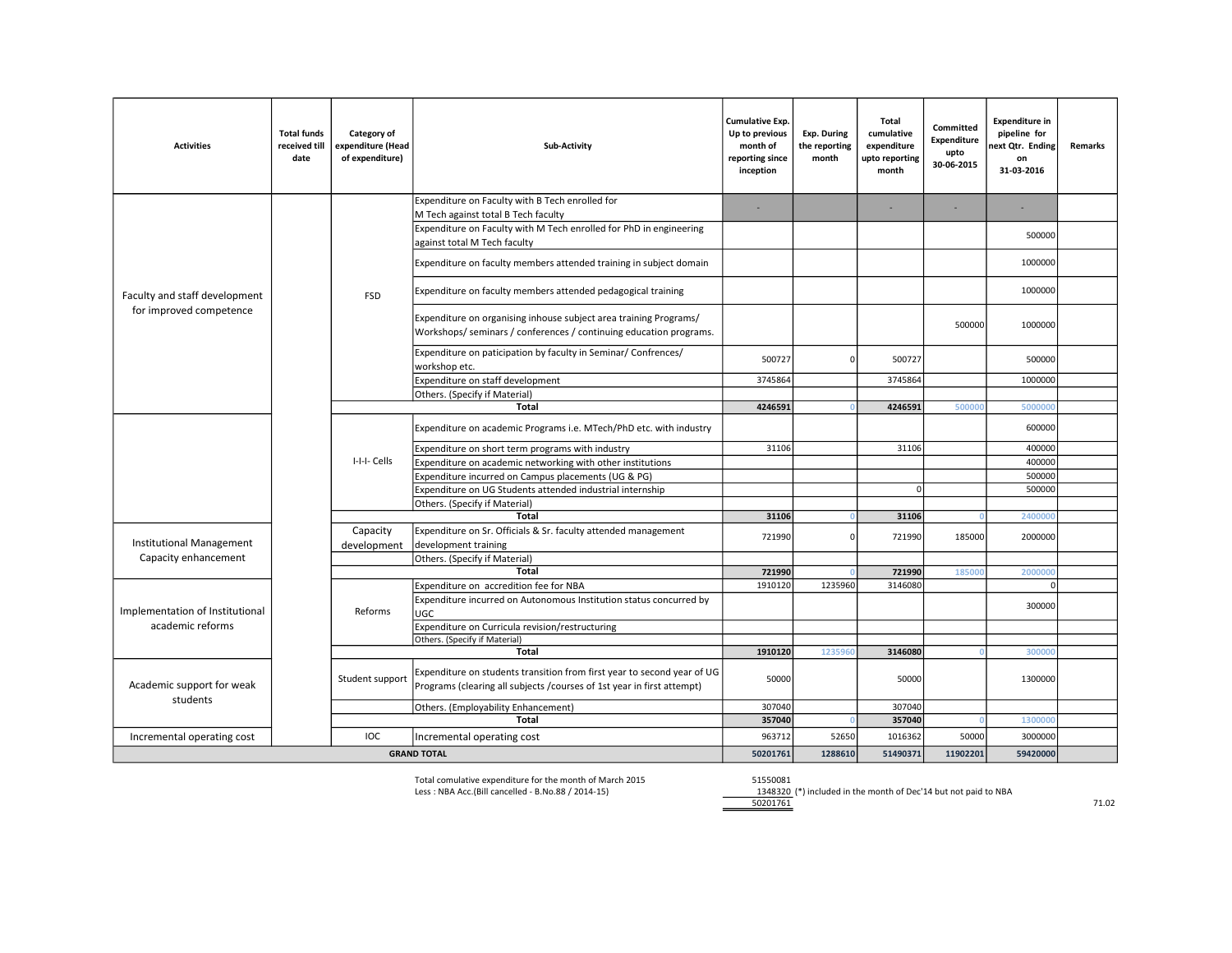| Activities | Total funds received till date | Category of expenditure (Head of expenditure) | Sub-Activity | Cumulative Exp. Up to previous month of reporting since inception | Exp. During the reporting month | Total cumulative expenditure upto reporting month | Committed Expenditure upto 30-06-2015 | Expenditure in pipeline for next Qtr. Ending on 31-03-2016 | Remarks |
|---|---|---|---|---|---|---|---|---|---|
| Faculty and staff development for improved competence | | FSD | Expenditure on Faculty with B Tech enrolled for M Tech against total B Tech faculty | - | | - | - | - | |
| | | | Expenditure on Faculty with M Tech enrolled for PhD in engineering against total M Tech faculty | | | | | 500000 | |
| | | | Expenditure on faculty members attended training in subject domain | | | | | 1000000 | |
| | | | Expenditure on faculty members attended pedagogical training | | | | | 1000000 | |
| | | | Expenditure on organising inhouse subject area training Programs/ Workshops/ seminars / conferences / continuing education programs. | | | | 500000 | 1000000 | |
| | | | Expenditure on paticipation by faculty in Seminar/ Confrences/ workshop etc. | 500727 | 0 | 500727 | | 500000 | |
| | | | Expenditure on staff development | 3745864 | | 3745864 | | 1000000 | |
| | | | Others. (Specify if Material) | | | | | | |
| | | | **Total** | **4246591** | 0 | **4246591** | 500000 | 5000000 | |
| | | I-I-I- Cells | Expenditure on academic Programs i.e. MTech/PhD etc. with industry | | | | | 600000 | |
| | | | Expenditure on short term programs with industry | 31106 | | 31106 | | 400000 | |
| | | | Expenditure on academic networking with other institutions | | | | | 400000 | |
| | | | Expenditure incurred on Campus placements (UG & PG) | | | | | 500000 | |
| | | | Expenditure on UG Students attended industrial internship | | | 0 | | 500000 | |
| | | | Others. (Specify if Material) | | | | | | |
| | | | **Total** | **31106** | 0 | **31106** | 0 | 2400000 | |
| Institutional Management Capacity enhancement | | Capacity development | Expenditure on Sr. Officials & Sr. faculty attended management development training | 721990 | 0 | 721990 | 185000 | 2000000 | |
| | | | Others. (Specify if Material) | | | | | | |
| | | | **Total** | **721990** | 0 | **721990** | 185000 | 2000000 | |
| Implementation of Institutional academic reforms | | Reforms | Expenditure on accredition fee for NBA | 1910120 | 1235960 | 3146080 | | 0 | |
| | | | Expenditure incurred on Autonomous Institution status concurred by UGC | | | | | 300000 | |
| | | | Expenditure on Curricula revision/restructuring | | | | | | |
| | | | Others. (Specify if Material) | | | | | | |
| | | | **Total** | **1910120** | 1235960 | **3146080** | 0 | 300000 | |
| Academic support for weak students | | Student support | Expenditure on students transition from first year to second year of UG Programs (clearing all subjects /courses of 1st year in first attempt) | 50000 | | 50000 | | 1300000 | |
| | | | Others. (Employability Enhancement) | 307040 | | 307040 | | | |
| | | | **Total** | **357040** | 0 | **357040** | 0 | 1300000 | |
| Incremental operating cost | | IOC | Incremental operating cost | 963712 | 52650 | 1016362 | 50000 | 3000000 | |
| **GRAND TOTAL** | | | | **50201761** | **1288610** | **51490371** | **11902201** | **59420000** | |

Total comulative expenditure for the month of March 2015 — 51550081

Less : NBA Acc.(Bill cancelled - B.No.88 / 2014-15) — 1348320 (*) included in the month of Dec'14 but not paid to NBA

50201761

71.02